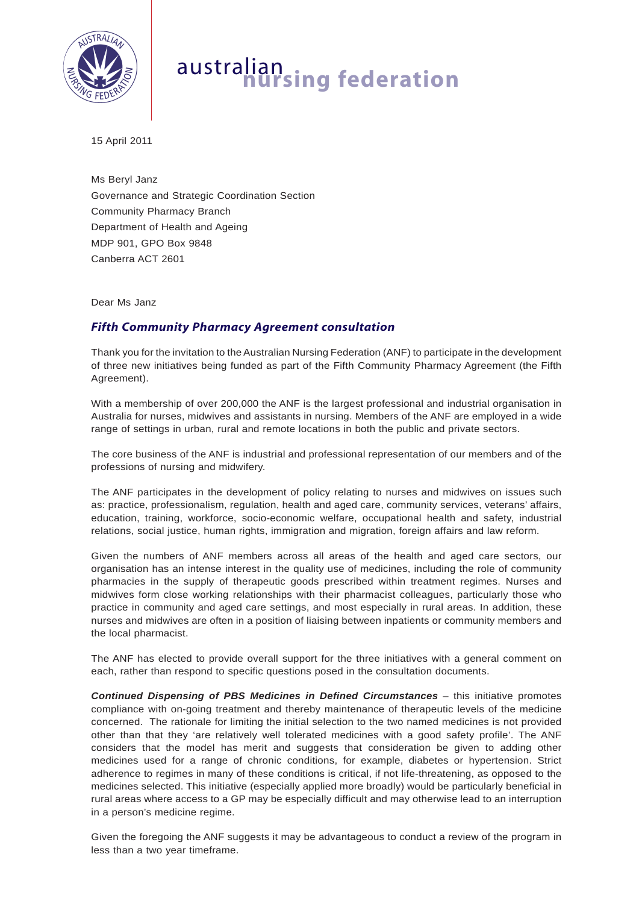australian nursing federation

15 April 2011

Ms Beryl Janz
Governance and Strategic Coordination Section
Community Pharmacy Branch
Department of Health and Ageing
MDP 901, GPO Box 9848
Canberra ACT 2601

Dear Ms Janz

## *Fifth Community Pharmacy Agreement consultation*

Thank you for the invitation to the Australian Nursing Federation (ANF) to participate in the development of three new initiatives being funded as part of the Fifth Community Pharmacy Agreement (the Fifth Agreement).

With a membership of over 200,000 the ANF is the largest professional and industrial organisation in Australia for nurses, midwives and assistants in nursing. Members of the ANF are employed in a wide range of settings in urban, rural and remote locations in both the public and private sectors.

The core business of the ANF is industrial and professional representation of our members and of the professions of nursing and midwifery.

The ANF participates in the development of policy relating to nurses and midwives on issues such as: practice, professionalism, regulation, health and aged care, community services, veterans' affairs, education, training, workforce, socio-economic welfare, occupational health and safety, industrial relations, social justice, human rights, immigration and migration, foreign affairs and law reform.

Given the numbers of ANF members across all areas of the health and aged care sectors, our organisation has an intense interest in the quality use of medicines, including the role of community pharmacies in the supply of therapeutic goods prescribed within treatment regimes. Nurses and midwives form close working relationships with their pharmacist colleagues, particularly those who practice in community and aged care settings, and most especially in rural areas. In addition, these nurses and midwives are often in a position of liaising between inpatients or community members and the local pharmacist.

The ANF has elected to provide overall support for the three initiatives with a general comment on each, rather than respond to specific questions posed in the consultation documents.

***Continued Dispensing of PBS Medicines in Defined Circumstances*** – this initiative promotes compliance with on-going treatment and thereby maintenance of therapeutic levels of the medicine concerned. The rationale for limiting the initial selection to the two named medicines is not provided other than that they 'are relatively well tolerated medicines with a good safety profile'. The ANF considers that the model has merit and suggests that consideration be given to adding other medicines used for a range of chronic conditions, for example, diabetes or hypertension. Strict adherence to regimes in many of these conditions is critical, if not life-threatening, as opposed to the medicines selected. This initiative (especially applied more broadly) would be particularly beneficial in rural areas where access to a GP may be especially difficult and may otherwise lead to an interruption in a person's medicine regime.

Given the foregoing the ANF suggests it may be advantageous to conduct a review of the program in less than a two year timeframe.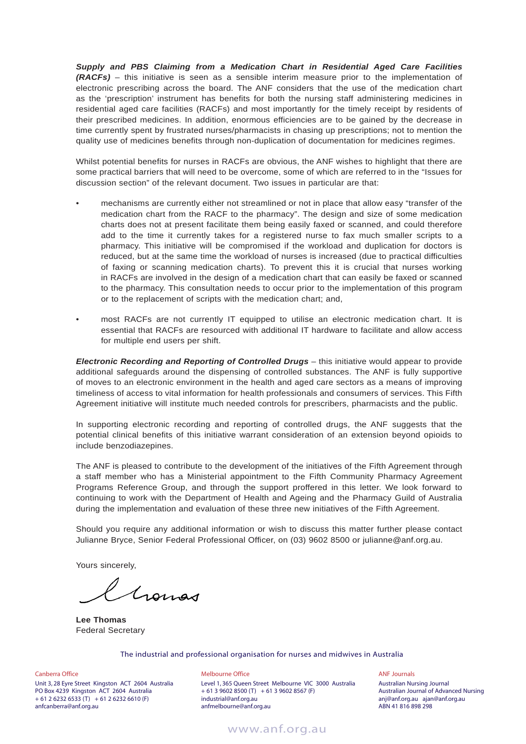***Supply and PBS Claiming from a Medication Chart in Residential Aged Care Facilities (RACFs)*** – this initiative is seen as a sensible interim measure prior to the implementation of electronic prescribing across the board. The ANF considers that the use of the medication chart as the 'prescription' instrument has benefits for both the nursing staff administering medicines in residential aged care facilities (RACFs) and most importantly for the timely receipt by residents of their prescribed medicines. In addition, enormous efficiencies are to be gained by the decrease in time currently spent by frustrated nurses/pharmacists in chasing up prescriptions; not to mention the quality use of medicines benefits through non-duplication of documentation for medicines regimes.

Whilst potential benefits for nurses in RACFs are obvious, the ANF wishes to highlight that there are some practical barriers that will need to be overcome, some of which are referred to in the "Issues for discussion section" of the relevant document. Two issues in particular are that:

- mechanisms are currently either not streamlined or not in place that allow easy "transfer of the medication chart from the RACF to the pharmacy". The design and size of some medication charts does not at present facilitate them being easily faxed or scanned, and could therefore add to the time it currently takes for a registered nurse to fax much smaller scripts to a pharmacy. This initiative will be compromised if the workload and duplication for doctors is reduced, but at the same time the workload of nurses is increased (due to practical difficulties of faxing or scanning medication charts). To prevent this it is crucial that nurses working in RACFs are involved in the design of a medication chart that can easily be faxed or scanned to the pharmacy. This consultation needs to occur prior to the implementation of this program or to the replacement of scripts with the medication chart; and,
- most RACFs are not currently IT equipped to utilise an electronic medication chart. It is essential that RACFs are resourced with additional IT hardware to facilitate and allow access for multiple end users per shift.

***Electronic Recording and Reporting of Controlled Drugs*** – this initiative would appear to provide additional safeguards around the dispensing of controlled substances. The ANF is fully supportive of moves to an electronic environment in the health and aged care sectors as a means of improving timeliness of access to vital information for health professionals and consumers of services. This Fifth Agreement initiative will institute much needed controls for prescribers, pharmacists and the public.

In supporting electronic recording and reporting of controlled drugs, the ANF suggests that the potential clinical benefits of this initiative warrant consideration of an extension beyond opioids to include benzodiazepines.

The ANF is pleased to contribute to the development of the initiatives of the Fifth Agreement through a staff member who has a Ministerial appointment to the Fifth Community Pharmacy Agreement Programs Reference Group, and through the support proffered in this letter. We look forward to continuing to work with the Department of Health and Ageing and the Pharmacy Guild of Australia during the implementation and evaluation of these three new initiatives of the Fifth Agreement.

Should you require any additional information or wish to discuss this matter further please contact Julianne Bryce, Senior Federal Professional Officer, on (03) 9602 8500 or julianne@anf.org.au.

Yours sincerely,

L Thomas

**Lee Thomas**
Federal Secretary

The industrial and professional organisation for nurses and midwives in Australia

Canberra Office
Unit 3, 28 Eyre Street Kingston ACT 2604 Australia
PO Box 4239 Kingston ACT 2604 Australia
+ 61 2 6232 6533 (T) + 61 2 6232 6610 (F)
anfcanberra@anf.org.au

Melbourne Office
Level 1, 365 Queen Street Melbourne VIC 3000 Australia
+ 61 3 9602 8500 (T) + 61 3 9602 8567 (F)
industrial@anf.org.au
anfmelbourne@anf.org.au

ANF Journals
Australian Nursing Journal
Australian Journal of Advanced Nursing
anj@anf.org.au ajan@anf.org.au
ABN 41 816 898 298

www.anf.org.au